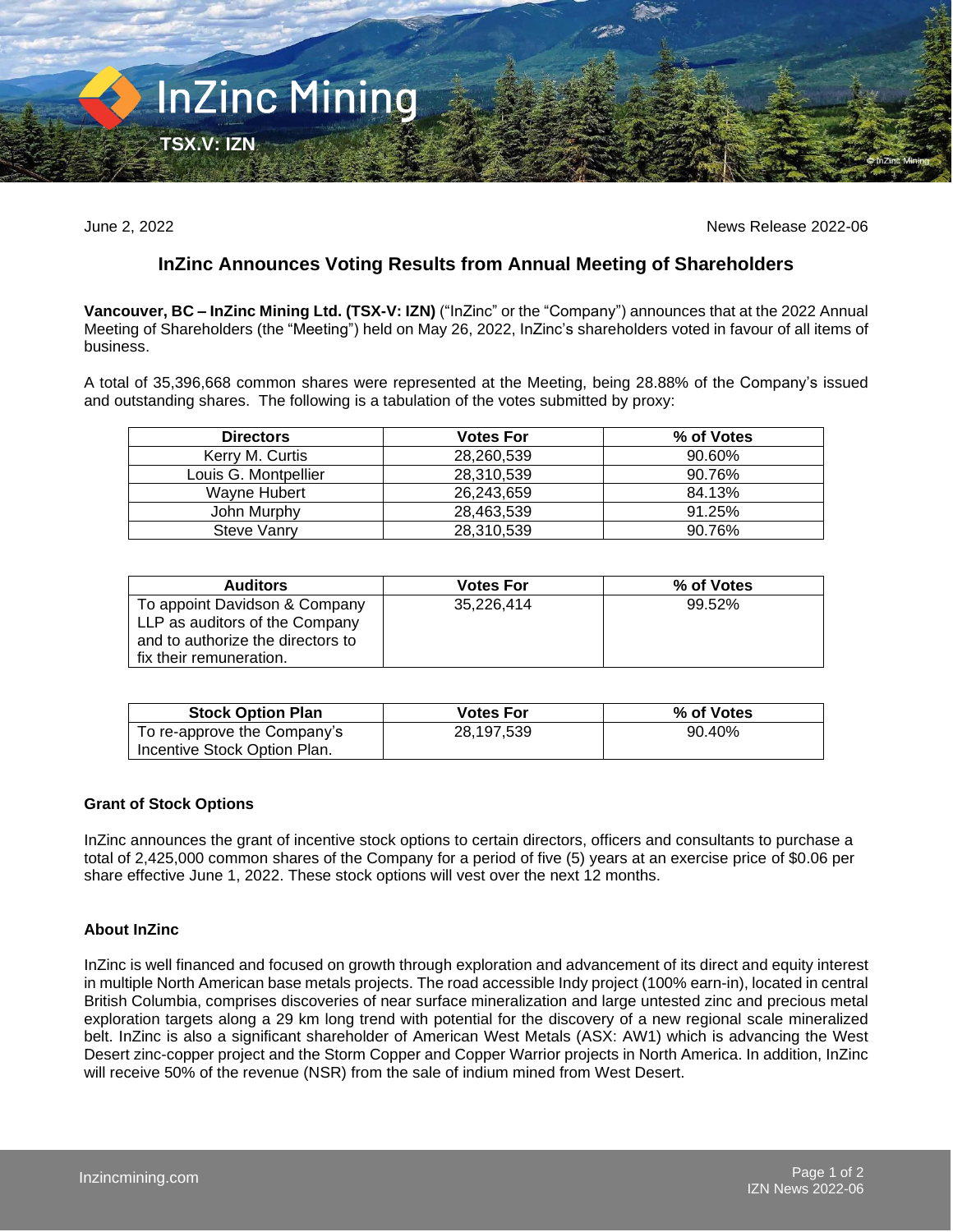InZinc Mining

TSX.V: IZN

June 2, 2022

News Release 2022-06

# InZinc Announces Voting Results from Annual Meeting of Shareholders

**Vancouver, BC – InZinc Mining Ltd. (TSX-V: IZN)** ("InZinc" or the "Company") announces that at the 2022 Annual Meeting of Shareholders (the "Meeting") held on May 26, 2022, InZinc's shareholders voted in favour of all items of business.

A total of 35,396,668 common shares were represented at the Meeting, being 28.88% of the Company's issued and outstanding shares. The following is a tabulation of the votes submitted by proxy:

| Directors | Votes For | % of Votes |
|---|---|---|
| Kerry M. Curtis | 28,260,539 | 90.60% |
| Louis G. Montpellier | 28,310,539 | 90.76% |
| Wayne Hubert | 26,243,659 | 84.13% |
| John Murphy | 28,463,539 | 91.25% |
| Steve Vanry | 28,310,539 | 90.76% |

| Auditors | Votes For | % of Votes |
|---|---|---|
| To appoint Davidson & Company LLP as auditors of the Company and to authorize the directors to fix their remuneration. | 35,226,414 | 99.52% |

| Stock Option Plan | Votes For | % of Votes |
|---|---|---|
| To re-approve the Company's Incentive Stock Option Plan. | 28,197,539 | 90.40% |

### Grant of Stock Options

InZinc announces the grant of incentive stock options to certain directors, officers and consultants to purchase a total of 2,425,000 common shares of the Company for a period of five (5) years at an exercise price of $0.06 per share effective June 1, 2022. These stock options will vest over the next 12 months.

### About InZinc

InZinc is well financed and focused on growth through exploration and advancement of its direct and equity interest in multiple North American base metals projects. The road accessible Indy project (100% earn-in), located in central British Columbia, comprises discoveries of near surface mineralization and large untested zinc and precious metal exploration targets along a 29 km long trend with potential for the discovery of a new regional scale mineralized belt. InZinc is also a significant shareholder of American West Metals (ASX: AW1) which is advancing the West Desert zinc-copper project and the Storm Copper and Copper Warrior projects in North America. In addition, InZinc will receive 50% of the revenue (NSR) from the sale of indium mined from West Desert.

Inzincmining.com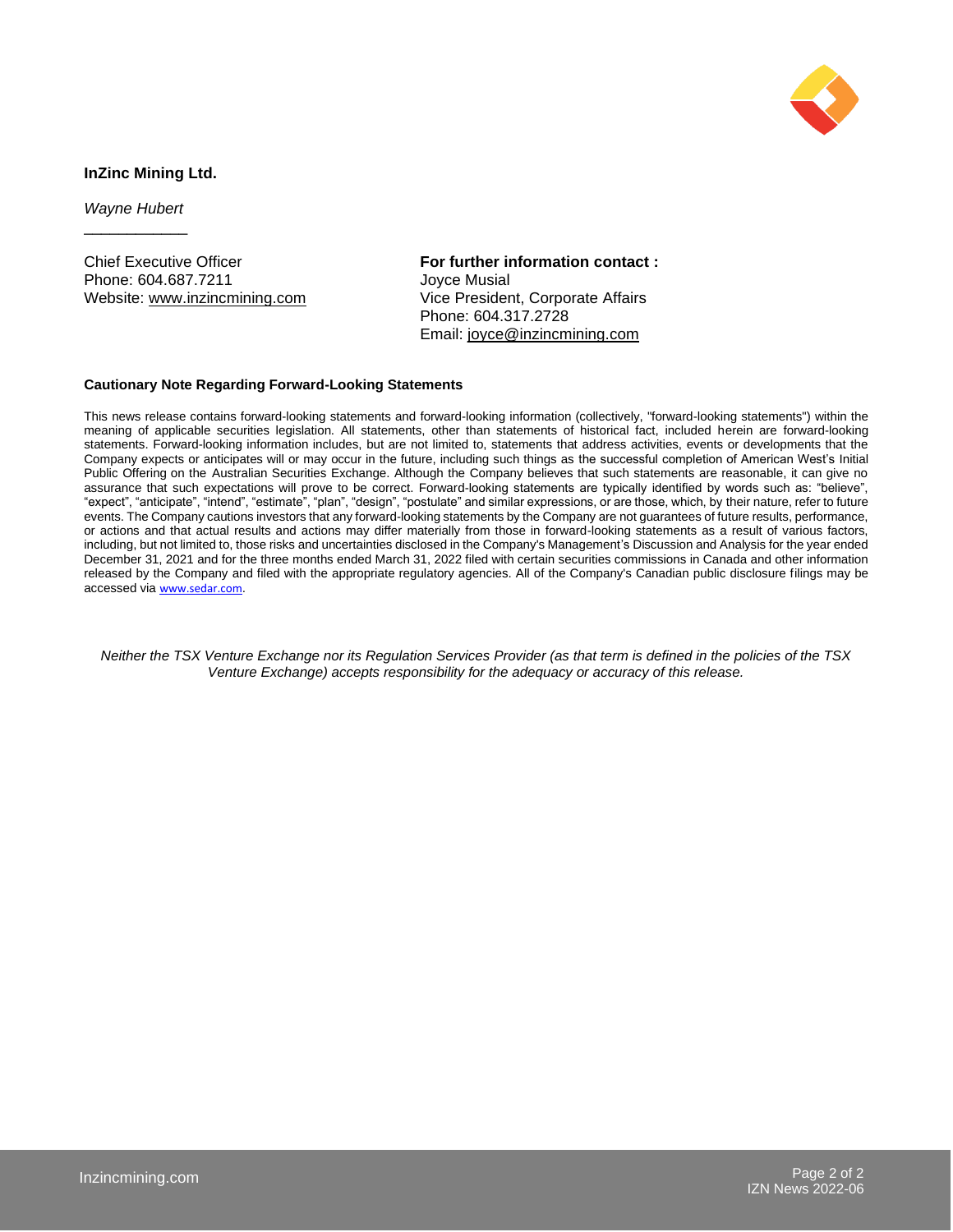**InZinc Mining Ltd.**

*Wayne Hubert*

\_\_\_\_\_\_\_\_\_\_\_\_\_

Chief Executive Officer
Phone: 604.687.7211
Website: www.inzincmining.com

**For further information contact :**
Joyce Musial
Vice President, Corporate Affairs
Phone: 604.317.2728
Email: joyce@inzincmining.com

**Cautionary Note Regarding Forward-Looking Statements**

This news release contains forward-looking statements and forward-looking information (collectively, "forward-looking statements") within the meaning of applicable securities legislation. All statements, other than statements of historical fact, included herein are forward-looking statements. Forward-looking information includes, but are not limited to, statements that address activities, events or developments that the Company expects or anticipates will or may occur in the future, including such things as the successful completion of American West's Initial Public Offering on the Australian Securities Exchange. Although the Company believes that such statements are reasonable, it can give no assurance that such expectations will prove to be correct. Forward-looking statements are typically identified by words such as: "believe", "expect", "anticipate", "intend", "estimate", "plan", "design", "postulate" and similar expressions, or are those, which, by their nature, refer to future events. The Company cautions investors that any forward-looking statements by the Company are not guarantees of future results, performance, or actions and that actual results and actions may differ materially from those in forward-looking statements as a result of various factors, including, but not limited to, those risks and uncertainties disclosed in the Company's Management's Discussion and Analysis for the year ended December 31, 2021 and for the three months ended March 31, 2022 filed with certain securities commissions in Canada and other information released by the Company and filed with the appropriate regulatory agencies. All of the Company's Canadian public disclosure filings may be accessed via www.sedar.com.

*Neither the TSX Venture Exchange nor its Regulation Services Provider (as that term is defined in the policies of the TSX Venture Exchange) accepts responsibility for the adequacy or accuracy of this release.*